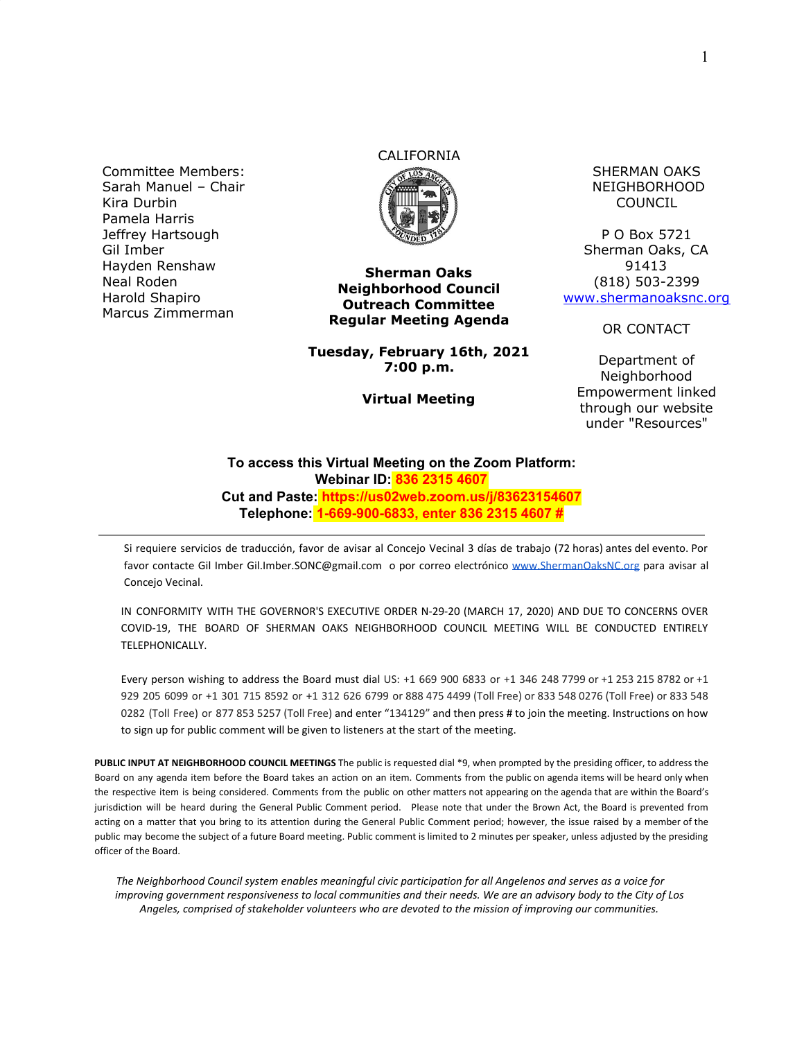Committee Members:
Sarah Manuel – Chair
Kira Durbin
Pamela Harris
Jeffrey Hartsough
Gil Imber
Hayden Renshaw
Neal Roden
Harold Shapiro
Marcus Zimmerman

CALIFORNIA

**Sherman Oaks Neighborhood Council Outreach Committee Regular Meeting Agenda**

**Tuesday, February 16th, 2021**
**7:00 p.m.**

**Virtual Meeting**

SHERMAN OAKS NEIGHBORHOOD COUNCIL

P O Box 5721
Sherman Oaks, CA 91413
(818) 503-2399
www.shermanoaksnc.org

OR CONTACT

Department of Neighborhood Empowerment linked through our website under "Resources"

**To access this Virtual Meeting on the Zoom Platform:**
**Webinar ID: 836 2315 4607**
**Cut and Paste: https://us02web.zoom.us/j/83623154607**
**Telephone: 1-669-900-6833, enter 836 2315 4607 #**

---

Si requiere servicios de traducción, favor de avisar al Concejo Vecinal 3 días de trabajo (72 horas) antes del evento. Por favor contacte Gil Imber Gil.Imber.SONC@gmail.com o por correo electrónico www.ShermanOaksNC.org para avisar al Concejo Vecinal.

IN CONFORMITY WITH THE GOVERNOR'S EXECUTIVE ORDER N-29-20 (MARCH 17, 2020) AND DUE TO CONCERNS OVER COVID-19, THE BOARD OF SHERMAN OAKS NEIGHBORHOOD COUNCIL MEETING WILL BE CONDUCTED ENTIRELY TELEPHONICALLY.

Every person wishing to address the Board must dial US: +1 669 900 6833 or +1 346 248 7799 or +1 253 215 8782 or +1 929 205 6099 or +1 301 715 8592 or +1 312 626 6799 or 888 475 4499 (Toll Free) or 833 548 0276 (Toll Free) or 833 548 0282 (Toll Free) or 877 853 5257 (Toll Free) and enter "134129" and then press # to join the meeting. Instructions on how to sign up for public comment will be given to listeners at the start of the meeting.

**PUBLIC INPUT AT NEIGHBORHOOD COUNCIL MEETINGS** The public is requested dial *9, when prompted by the presiding officer, to address the Board on any agenda item before the Board takes an action on an item. Comments from the public on agenda items will be heard only when the respective item is being considered. Comments from the public on other matters not appearing on the agenda that are within the Board's jurisdiction will be heard during the General Public Comment period. Please note that under the Brown Act, the Board is prevented from acting on a matter that you bring to its attention during the General Public Comment period; however, the issue raised by a member of the public may become the subject of a future Board meeting. Public comment is limited to 2 minutes per speaker, unless adjusted by the presiding officer of the Board.

*The Neighborhood Council system enables meaningful civic participation for all Angelenos and serves as a voice for improving government responsiveness to local communities and their needs. We are an advisory body to the City of Los Angeles, comprised of stakeholder volunteers who are devoted to the mission of improving our communities.*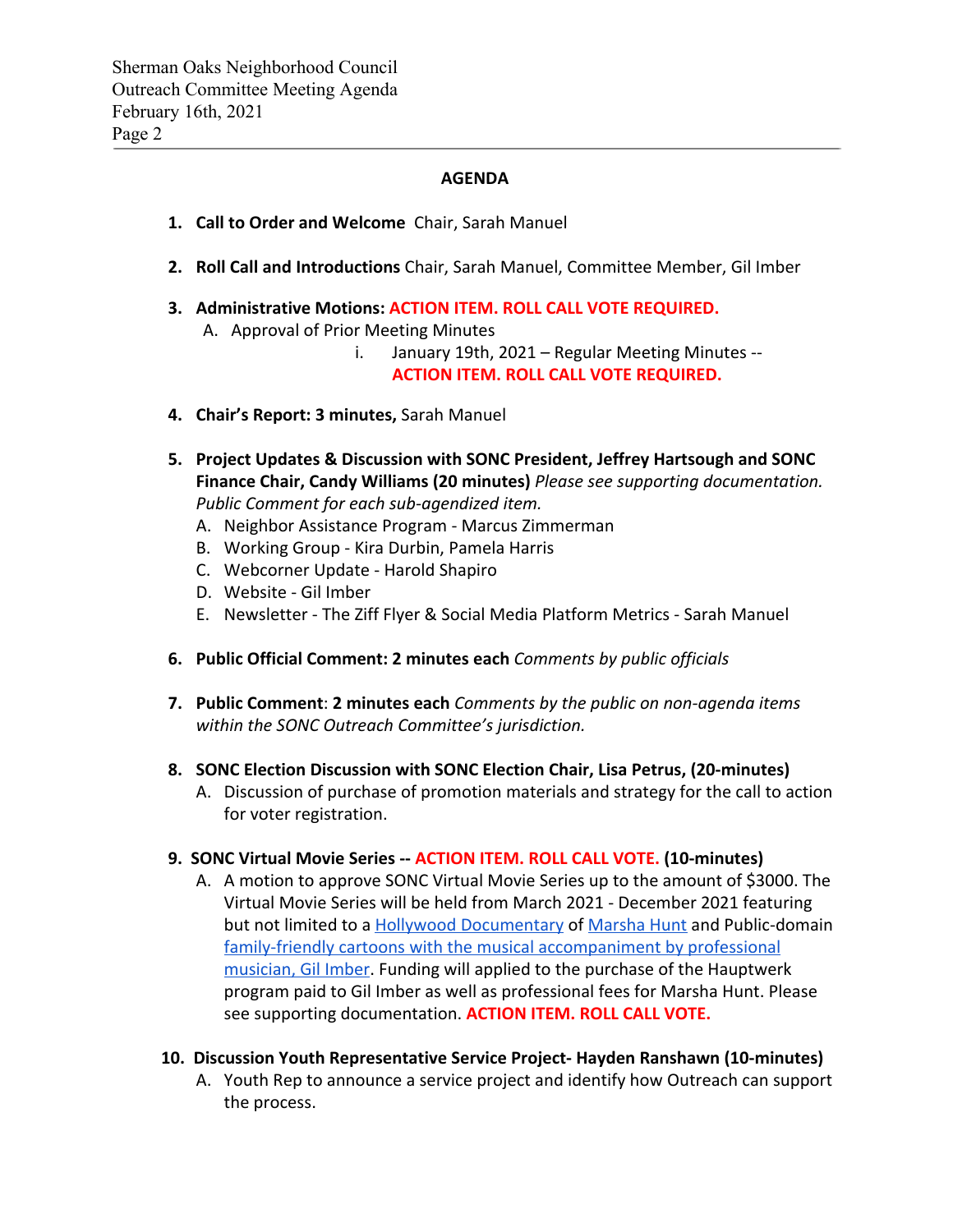## AGENDA

1. **Call to Order and Welcome** Chair, Sarah Manuel

2. **Roll Call and Introductions** Chair, Sarah Manuel, Committee Member, Gil Imber

3. **Administrative Motions: ACTION ITEM. ROLL CALL VOTE REQUIRED.**
   - A. Approval of Prior Meeting Minutes
     - i. January 19th, 2021 – Regular Meeting Minutes -- **ACTION ITEM. ROLL CALL VOTE REQUIRED.**

4. **Chair's Report: 3 minutes,** Sarah Manuel

5. **Project Updates & Discussion with SONC President, Jeffrey Hartsough and SONC Finance Chair, Candy Williams (20 minutes)** *Please see supporting documentation. Public Comment for each sub-agendized item.*
   - A. Neighbor Assistance Program - Marcus Zimmerman
   - B. Working Group - Kira Durbin, Pamela Harris
   - C. Webcorner Update - Harold Shapiro
   - D. Website - Gil Imber
   - E. Newsletter - The Ziff Flyer & Social Media Platform Metrics - Sarah Manuel

6. **Public Official Comment: 2 minutes each** *Comments by public officials*

7. **Public Comment**: **2 minutes each** *Comments by the public on non-agenda items within the SONC Outreach Committee's jurisdiction.*

8. **SONC Election Discussion with SONC Election Chair, Lisa Petrus, (20-minutes)**
   - A. Discussion of purchase of promotion materials and strategy for the call to action for voter registration.

9. **SONC Virtual Movie Series -- ACTION ITEM. ROLL CALL VOTE. (10-minutes)**
   - A. A motion to approve SONC Virtual Movie Series up to the amount of $3000. The Virtual Movie Series will be held from March 2021 - December 2021 featuring but not limited to a Hollywood Documentary of Marsha Hunt and Public-domain family-friendly cartoons with the musical accompaniment by professional musician, Gil Imber. Funding will applied to the purchase of the Hauptwerk program paid to Gil Imber as well as professional fees for Marsha Hunt. Please see supporting documentation. **ACTION ITEM. ROLL CALL VOTE.**

10. **Discussion Youth Representative Service Project- Hayden Ranshawn (10-minutes)**
    - A. Youth Rep to announce a service project and identify how Outreach can support the process.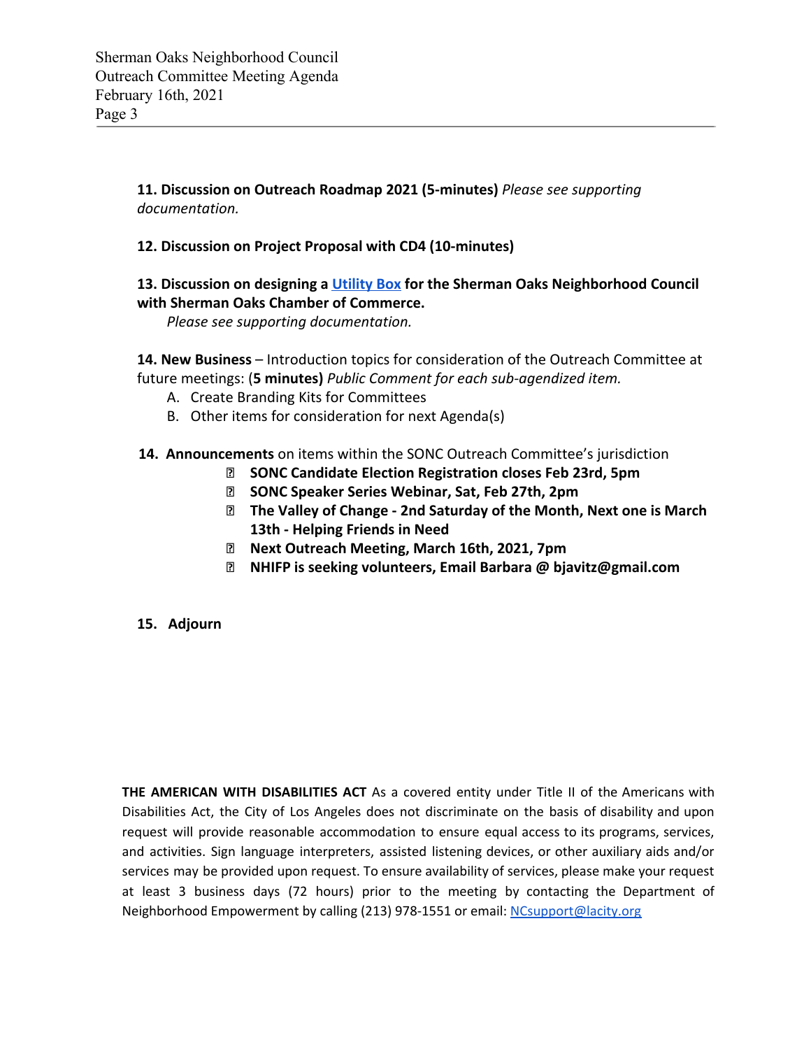**11. Discussion on Outreach Roadmap 2021 (5-minutes)** *Please see supporting documentation.*

**12. Discussion on Project Proposal with CD4 (10-minutes)**

**13. Discussion on designing a Utility Box for the Sherman Oaks Neighborhood Council with Sherman Oaks Chamber of Commerce.**

*Please see supporting documentation.*

**14. New Business** – Introduction topics for consideration of the Outreach Committee at future meetings: (**5 minutes)** *Public Comment for each sub-agendized item.*

A. Create Branding Kits for Committees
B. Other items for consideration for next Agenda(s)

**14. Announcements** on items within the SONC Outreach Committee's jurisdiction

- **SONC Candidate Election Registration closes Feb 23rd, 5pm**
- **SONC Speaker Series Webinar, Sat, Feb 27th, 2pm**
- **The Valley of Change - 2nd Saturday of the Month, Next one is March 13th - Helping Friends in Need**
- **Next Outreach Meeting, March 16th, 2021, 7pm**
- **NHIFP is seeking volunteers, Email Barbara @ bjavitz@gmail.com**

**15. Adjourn**

**THE AMERICAN WITH DISABILITIES ACT** As a covered entity under Title II of the Americans with Disabilities Act, the City of Los Angeles does not discriminate on the basis of disability and upon request will provide reasonable accommodation to ensure equal access to its programs, services, and activities. Sign language interpreters, assisted listening devices, or other auxiliary aids and/or services may be provided upon request. To ensure availability of services, please make your request at least 3 business days (72 hours) prior to the meeting by contacting the Department of Neighborhood Empowerment by calling (213) 978-1551 or email: NCsupport@lacity.org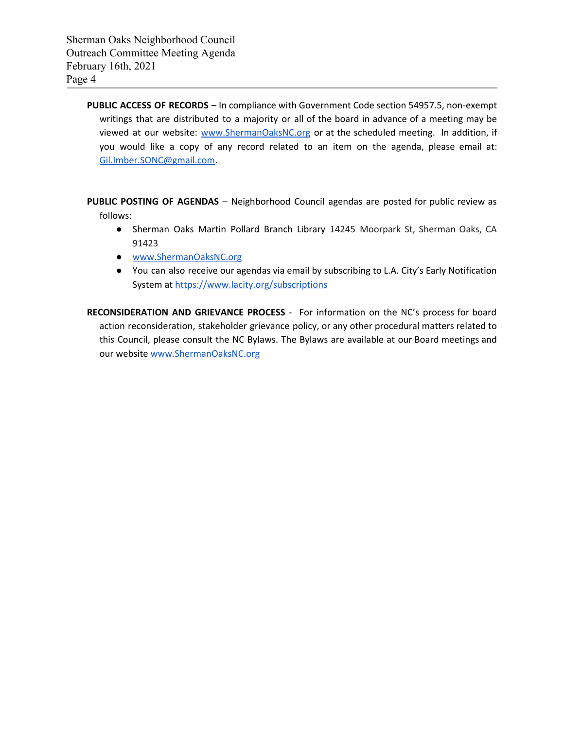**PUBLIC ACCESS OF RECORDS** – In compliance with Government Code section 54957.5, non-exempt writings that are distributed to a majority or all of the board in advance of a meeting may be viewed at our website: www.ShermanOaksNC.org or at the scheduled meeting. In addition, if you would like a copy of any record related to an item on the agenda, please email at: Gil.Imber.SONC@gmail.com.

**PUBLIC POSTING OF AGENDAS** – Neighborhood Council agendas are posted for public review as follows:

- Sherman Oaks Martin Pollard Branch Library 14245 Moorpark St, Sherman Oaks, CA 91423
- www.ShermanOaksNC.org
- You can also receive our agendas via email by subscribing to L.A. City's Early Notification System at https://www.lacity.org/subscriptions

**RECONSIDERATION AND GRIEVANCE PROCESS** - For information on the NC's process for board action reconsideration, stakeholder grievance policy, or any other procedural matters related to this Council, please consult the NC Bylaws. The Bylaws are available at our Board meetings and our website www.ShermanOaksNC.org